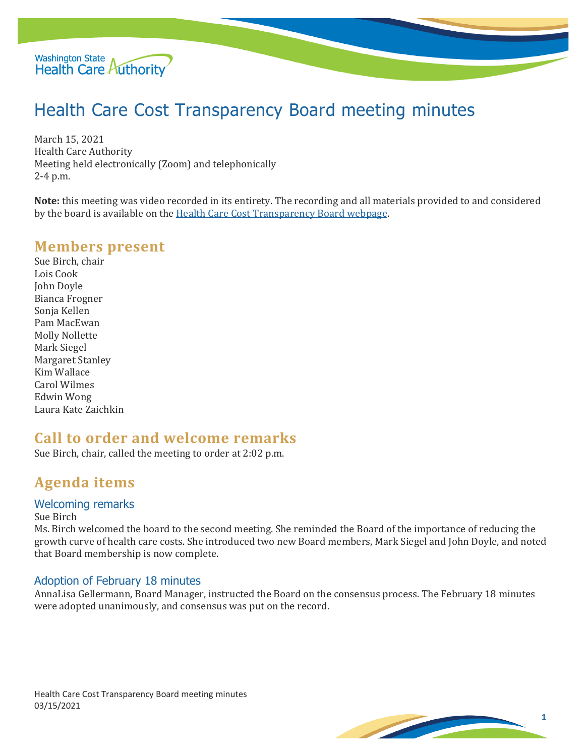# Health Care Cost Transparency Board meeting minutes

March 15, 2021
Health Care Authority
Meeting held electronically (Zoom) and telephonically
2-4 p.m.

**Note:** this meeting was video recorded in its entirety. The recording and all materials provided to and considered by the board is available on the [Health Care Cost Transparency Board webpage](Health Care Cost Transparency Board webpage).

## Members present

Sue Birch, chair
Lois Cook
John Doyle
Bianca Frogner
Sonja Kellen
Pam MacEwan
Molly Nollette
Mark Siegel
Margaret Stanley
Kim Wallace
Carol Wilmes
Edwin Wong
Laura Kate Zaichkin

## Call to order and welcome remarks

Sue Birch, chair, called the meeting to order at 2:02 p.m.

## Agenda items

### Welcoming remarks

Sue Birch

Ms. Birch welcomed the board to the second meeting. She reminded the Board of the importance of reducing the growth curve of health care costs. She introduced two new Board members, Mark Siegel and John Doyle, and noted that Board membership is now complete.

### Adoption of February 18 minutes

AnnaLisa Gellermann, Board Manager, instructed the Board on the consensus process. The February 18 minutes were adopted unanimously, and consensus was put on the record.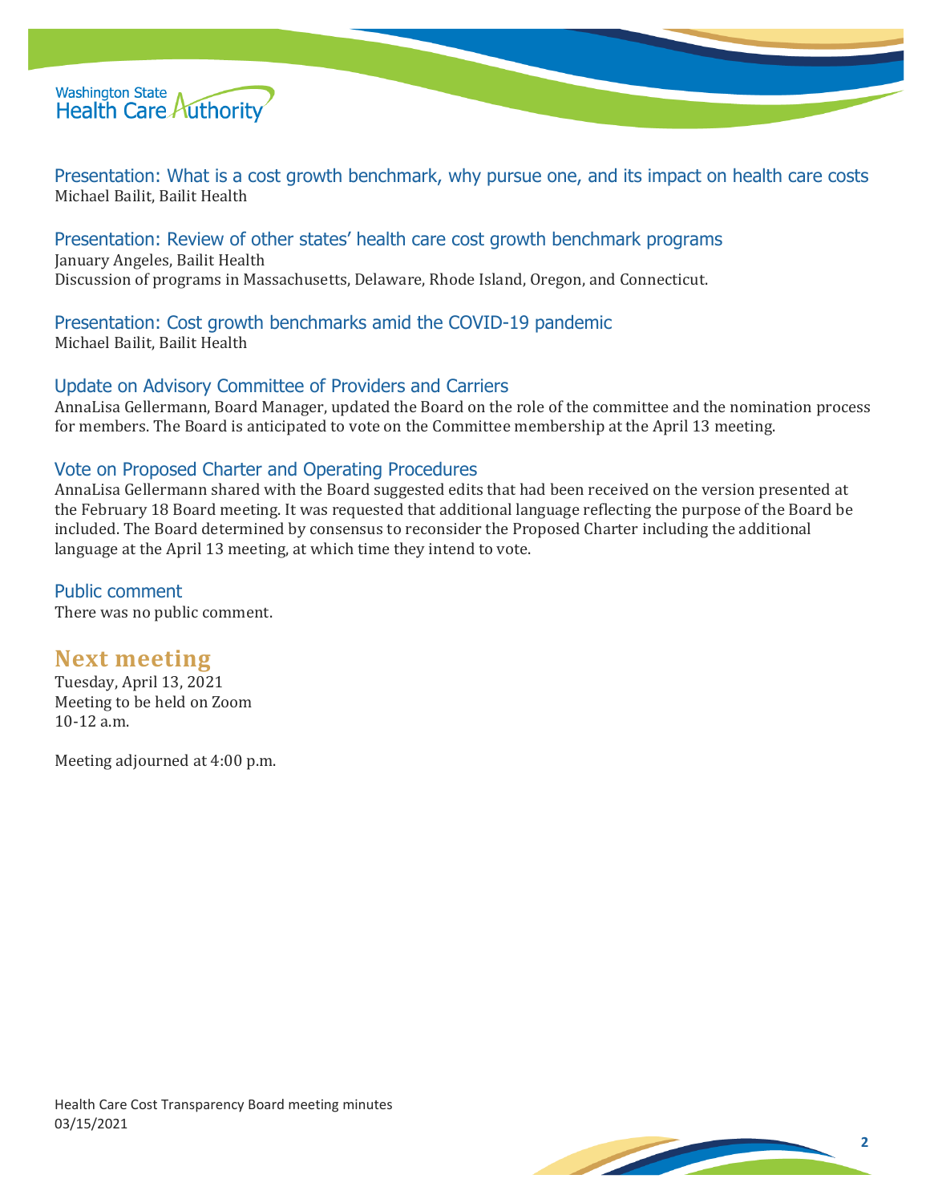### Presentation: What is a cost growth benchmark, why pursue one, and its impact on health care costs

Michael Bailit, Bailit Health

### Presentation: Review of other states' health care cost growth benchmark programs

January Angeles, Bailit Health

Discussion of programs in Massachusetts, Delaware, Rhode Island, Oregon, and Connecticut.

### Presentation: Cost growth benchmarks amid the COVID-19 pandemic

Michael Bailit, Bailit Health

### Update on Advisory Committee of Providers and Carriers

AnnaLisa Gellermann, Board Manager, updated the Board on the role of the committee and the nomination process for members. The Board is anticipated to vote on the Committee membership at the April 13 meeting.

### Vote on Proposed Charter and Operating Procedures

AnnaLisa Gellermann shared with the Board suggested edits that had been received on the version presented at the February 18 Board meeting. It was requested that additional language reflecting the purpose of the Board be included. The Board determined by consensus to reconsider the Proposed Charter including the additional language at the April 13 meeting, at which time they intend to vote.

### Public comment

There was no public comment.

## Next meeting

Tuesday, April 13, 2021
Meeting to be held on Zoom
10-12 a.m.

Meeting adjourned at 4:00 p.m.